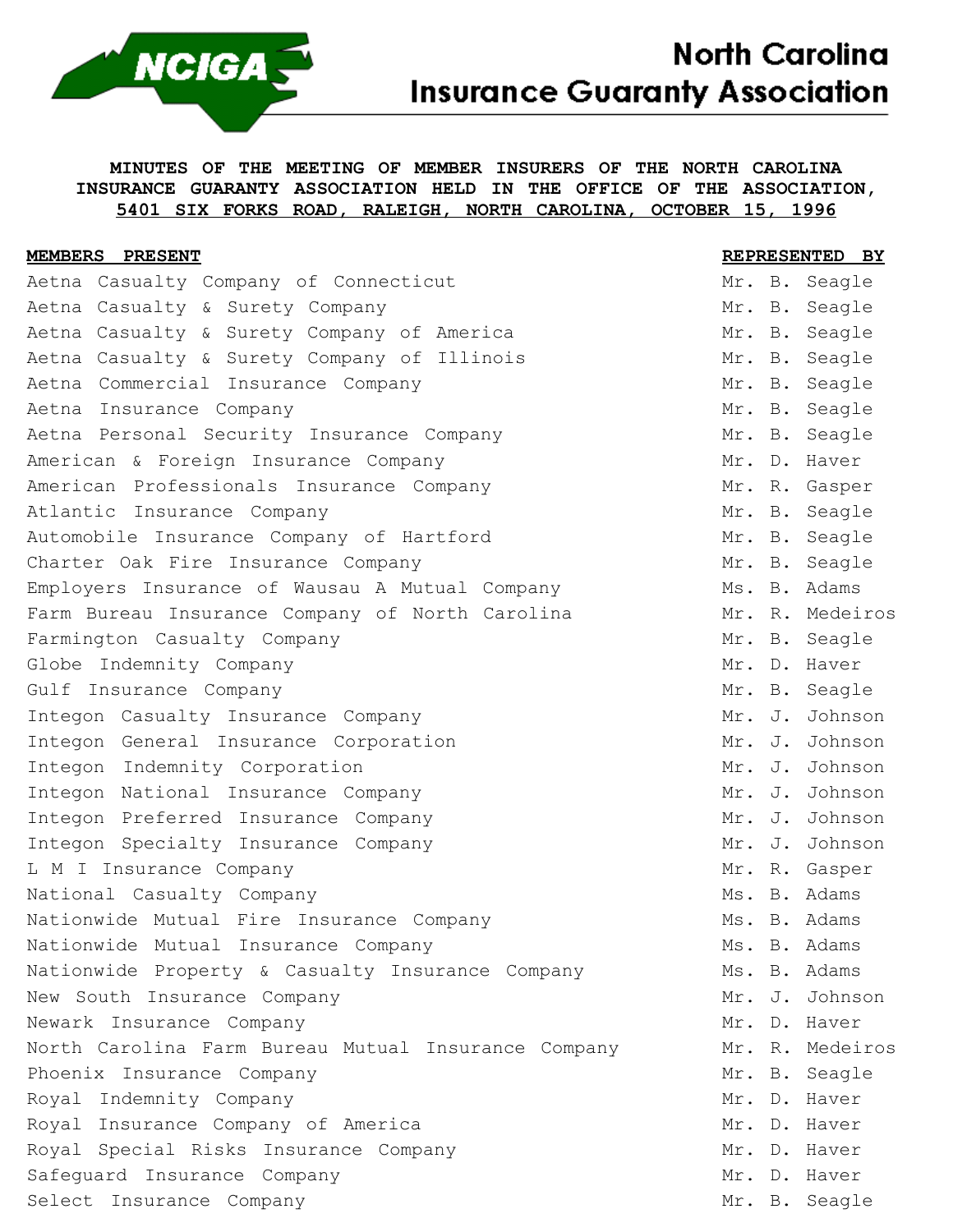# North Carolina Insurance Guaranty Association

**MINUTES OF THE MEETING OF MEMBER INSURERS OF THE NORTH CAROLINA INSURANCE GUARANTY ASSOCIATION HELD IN THE OFFICE OF THE ASSOCIATION, 5401 SIX FORKS ROAD, RALEIGH, NORTH CAROLINA, OCTOBER 15, 1996**

| MEMBERS PRESENT | REPRESENTED BY |
|---|---|
| Aetna Casualty Company of Connecticut | Mr. B. Seagle |
| Aetna Casualty & Surety Company | Mr. B. Seagle |
| Aetna Casualty & Surety Company of America | Mr. B. Seagle |
| Aetna Casualty & Surety Company of Illinois | Mr. B. Seagle |
| Aetna Commercial Insurance Company | Mr. B. Seagle |
| Aetna Insurance Company | Mr. B. Seagle |
| Aetna Personal Security Insurance Company | Mr. B. Seagle |
| American & Foreign Insurance Company | Mr. D. Haver |
| American Professionals Insurance Company | Mr. R. Gasper |
| Atlantic Insurance Company | Mr. B. Seagle |
| Automobile Insurance Company of Hartford | Mr. B. Seagle |
| Charter Oak Fire Insurance Company | Mr. B. Seagle |
| Employers Insurance of Wausau A Mutual Company | Ms. B. Adams |
| Farm Bureau Insurance Company of North Carolina | Mr. R. Medeiros |
| Farmington Casualty Company | Mr. B. Seagle |
| Globe Indemnity Company | Mr. D. Haver |
| Gulf Insurance Company | Mr. B. Seagle |
| Integon Casualty Insurance Company | Mr. J. Johnson |
| Integon General Insurance Corporation | Mr. J. Johnson |
| Integon Indemnity Corporation | Mr. J. Johnson |
| Integon National Insurance Company | Mr. J. Johnson |
| Integon Preferred Insurance Company | Mr. J. Johnson |
| Integon Specialty Insurance Company | Mr. J. Johnson |
| L M I Insurance Company | Mr. R. Gasper |
| National Casualty Company | Ms. B. Adams |
| Nationwide Mutual Fire Insurance Company | Ms. B. Adams |
| Nationwide Mutual Insurance Company | Ms. B. Adams |
| Nationwide Property & Casualty Insurance Company | Ms. B. Adams |
| New South Insurance Company | Mr. J. Johnson |
| Newark Insurance Company | Mr. D. Haver |
| North Carolina Farm Bureau Mutual Insurance Company | Mr. R. Medeiros |
| Phoenix Insurance Company | Mr. B. Seagle |
| Royal Indemnity Company | Mr. D. Haver |
| Royal Insurance Company of America | Mr. D. Haver |
| Royal Special Risks Insurance Company | Mr. D. Haver |
| Safeguard Insurance Company | Mr. D. Haver |
| Select Insurance Company | Mr. B. Seagle |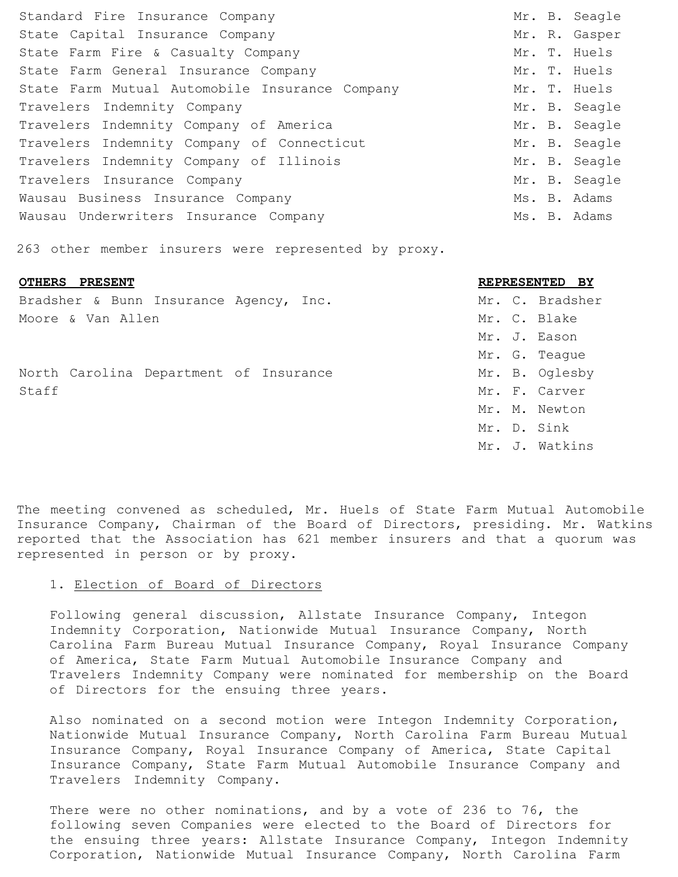| | |
|---|---|
| Standard Fire Insurance Company | Mr. B. Seagle |
| State Capital Insurance Company | Mr. R. Gasper |
| State Farm Fire & Casualty Company | Mr. T. Huels |
| State Farm General Insurance Company | Mr. T. Huels |
| State Farm Mutual Automobile Insurance Company | Mr. T. Huels |
| Travelers Indemnity Company | Mr. B. Seagle |
| Travelers Indemnity Company of America | Mr. B. Seagle |
| Travelers Indemnity Company of Connecticut | Mr. B. Seagle |
| Travelers Indemnity Company of Illinois | Mr. B. Seagle |
| Travelers Insurance Company | Mr. B. Seagle |
| Wausau Business Insurance Company | Ms. B. Adams |
| Wausau Underwriters Insurance Company | Ms. B. Adams |

263 other member insurers were represented by proxy.

| **OTHERS PRESENT** | **REPRESENTED BY** |
|---|---|
| Bradsher & Bunn Insurance Agency, Inc. | Mr. C. Bradsher |
| Moore & Van Allen | Mr. C. Blake |
| | Mr. J. Eason |
| | Mr. G. Teague |
| North Carolina Department of Insurance | Mr. B. Oglesby |
| Staff | Mr. F. Carver |
| | Mr. M. Newton |
| | Mr. D. Sink |
| | Mr. J. Watkins |

The meeting convened as scheduled, Mr. Huels of State Farm Mutual Automobile Insurance Company, Chairman of the Board of Directors, presiding. Mr. Watkins reported that the Association has 621 member insurers and that a quorum was represented in person or by proxy.

1. Election of Board of Directors

   Following general discussion, Allstate Insurance Company, Integon Indemnity Corporation, Nationwide Mutual Insurance Company, North Carolina Farm Bureau Mutual Insurance Company, Royal Insurance Company of America, State Farm Mutual Automobile Insurance Company and Travelers Indemnity Company were nominated for membership on the Board of Directors for the ensuing three years.

   Also nominated on a second motion were Integon Indemnity Corporation, Nationwide Mutual Insurance Company, North Carolina Farm Bureau Mutual Insurance Company, Royal Insurance Company of America, State Capital Insurance Company, State Farm Mutual Automobile Insurance Company and Travelers Indemnity Company.

   There were no other nominations, and by a vote of 236 to 76, the following seven Companies were elected to the Board of Directors for the ensuing three years: Allstate Insurance Company, Integon Indemnity Corporation, Nationwide Mutual Insurance Company, North Carolina Farm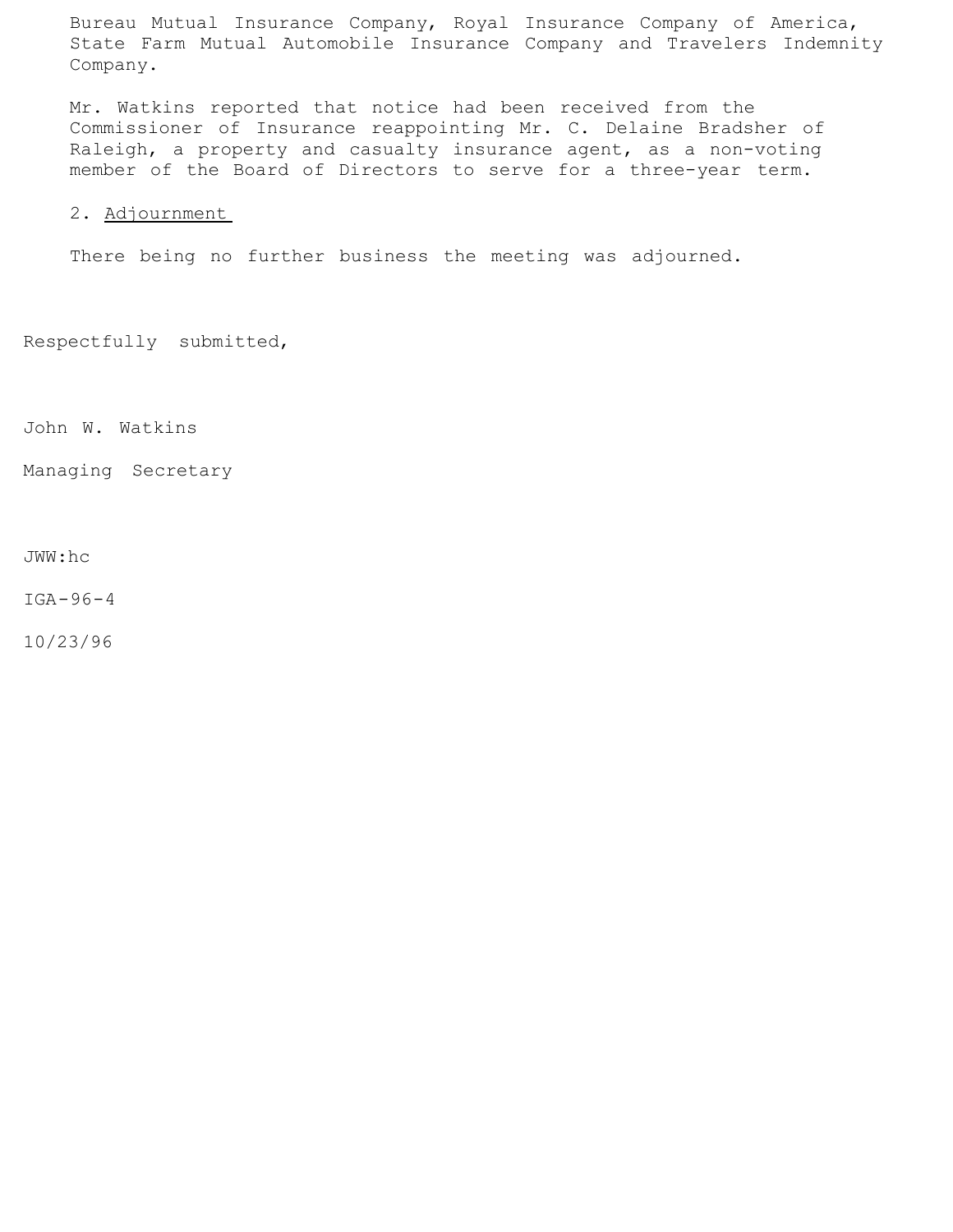Bureau Mutual Insurance Company, Royal Insurance Company of America, State Farm Mutual Automobile Insurance Company and Travelers Indemnity Company.

Mr. Watkins reported that notice had been received from the Commissioner of Insurance reappointing Mr. C. Delaine Bradsher of Raleigh, a property and casualty insurance agent, as a non-voting member of the Board of Directors to serve for a three-year term.

2. Adjournment

There being no further business the meeting was adjourned.

Respectfully submitted,

John W. Watkins

Managing Secretary

JWW:hc

IGA-96-4

10/23/96